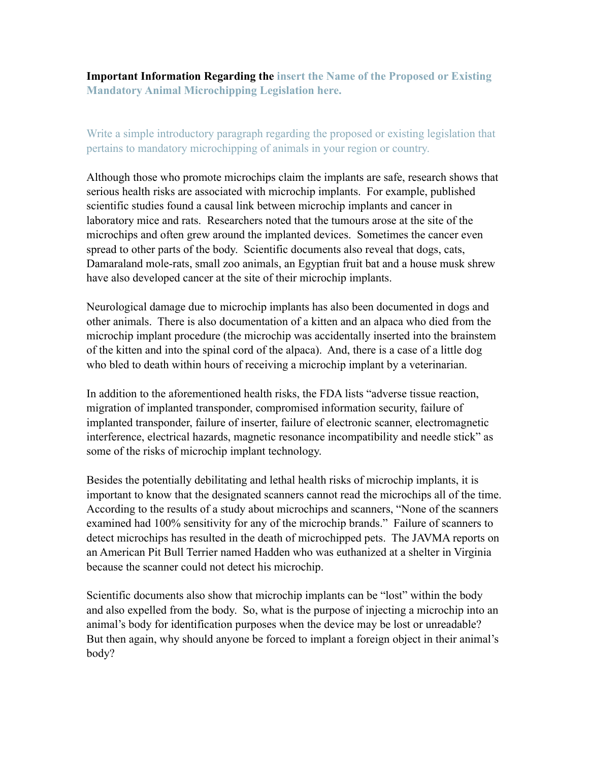**Important Information Regarding the insert the Name of the Proposed or Existing Mandatory Animal Microchipping Legislation here.**

Write a simple introductory paragraph regarding the proposed or existing legislation that pertains to mandatory microchipping of animals in your region or country.

Although those who promote microchips claim the implants are safe, research shows that serious health risks are associated with microchip implants. For example, published scientific studies found a causal link between microchip implants and cancer in laboratory mice and rats. Researchers noted that the tumours arose at the site of the microchips and often grew around the implanted devices. Sometimes the cancer even spread to other parts of the body. Scientific documents also reveal that dogs, cats, Damaraland mole-rats, small zoo animals, an Egyptian fruit bat and a house musk shrew have also developed cancer at the site of their microchip implants.

Neurological damage due to microchip implants has also been documented in dogs and other animals. There is also documentation of a kitten and an alpaca who died from the microchip implant procedure (the microchip was accidentally inserted into the brainstem of the kitten and into the spinal cord of the alpaca). And, there is a case of a little dog who bled to death within hours of receiving a microchip implant by a veterinarian.

In addition to the aforementioned health risks, the FDA lists "adverse tissue reaction, migration of implanted transponder, compromised information security, failure of implanted transponder, failure of inserter, failure of electronic scanner, electromagnetic interference, electrical hazards, magnetic resonance incompatibility and needle stick" as some of the risks of microchip implant technology.

Besides the potentially debilitating and lethal health risks of microchip implants, it is important to know that the designated scanners cannot read the microchips all of the time. According to the results of a study about microchips and scanners, "None of the scanners examined had 100% sensitivity for any of the microchip brands." Failure of scanners to detect microchips has resulted in the death of microchipped pets. The JAVMA reports on an American Pit Bull Terrier named Hadden who was euthanized at a shelter in Virginia because the scanner could not detect his microchip.

Scientific documents also show that microchip implants can be "lost" within the body and also expelled from the body. So, what is the purpose of injecting a microchip into an animal's body for identification purposes when the device may be lost or unreadable? But then again, why should anyone be forced to implant a foreign object in their animal's body?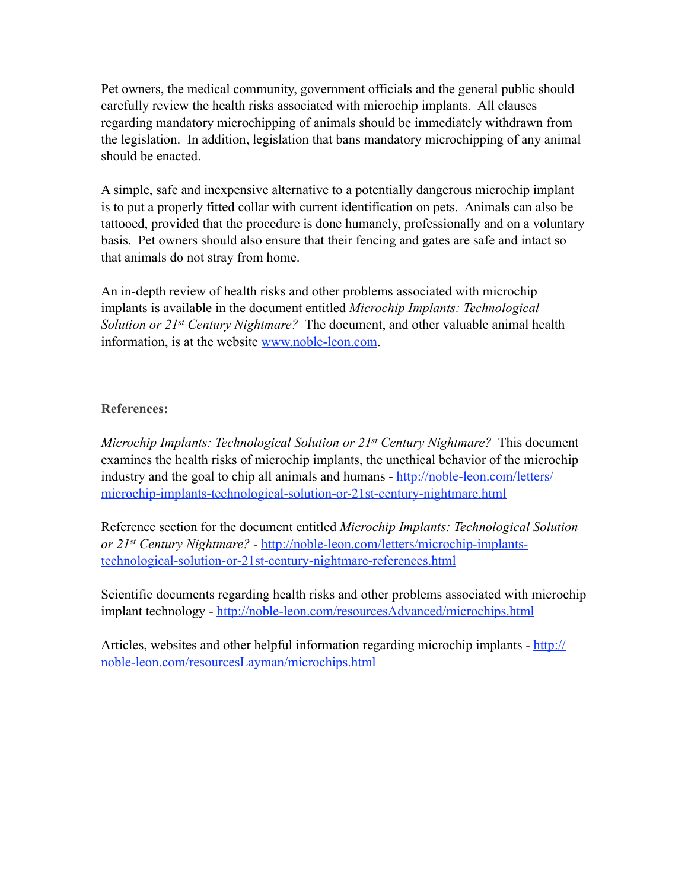Pet owners, the medical community, government officials and the general public should carefully review the health risks associated with microchip implants. All clauses regarding mandatory microchipping of animals should be immediately withdrawn from the legislation. In addition, legislation that bans mandatory microchipping of any animal should be enacted.

A simple, safe and inexpensive alternative to a potentially dangerous microchip implant is to put a properly fitted collar with current identification on pets. Animals can also be tattooed, provided that the procedure is done humanely, professionally and on a voluntary basis. Pet owners should also ensure that their fencing and gates are safe and intact so that animals do not stray from home.

An in-depth review of health risks and other problems associated with microchip implants is available in the document entitled *Microchip Implants: Technological Solution or 21st Century Nightmare?* The document, and other valuable animal health information, is at the website [www.noble-leon.com](http://www.noble-leon.com).

**References:**

*Microchip Implants: Technological Solution or 21st Century Nightmare?* This document examines the health risks of microchip implants, the unethical behavior of the microchip industry and the goal to chip all animals and humans - [http://noble-leon.com/letters/microchip-implants-technological-solution-or-21st-century-nightmare.html](http://noble-leon.com/letters/microchip-implants-technological-solution-or-21st-century-nightmare.html)

Reference section for the document entitled *Microchip Implants: Technological Solution or 21st Century Nightmare?* - [http://noble-leon.com/letters/microchip-implants-technological-solution-or-21st-century-nightmare-references.html](http://noble-leon.com/letters/microchip-implants-technological-solution-or-21st-century-nightmare-references.html)

Scientific documents regarding health risks and other problems associated with microchip implant technology - [http://noble-leon.com/resourcesAdvanced/microchips.html](http://noble-leon.com/resourcesAdvanced/microchips.html)

Articles, websites and other helpful information regarding microchip implants - [http://noble-leon.com/resourcesLayman/microchips.html](http://noble-leon.com/resourcesLayman/microchips.html)